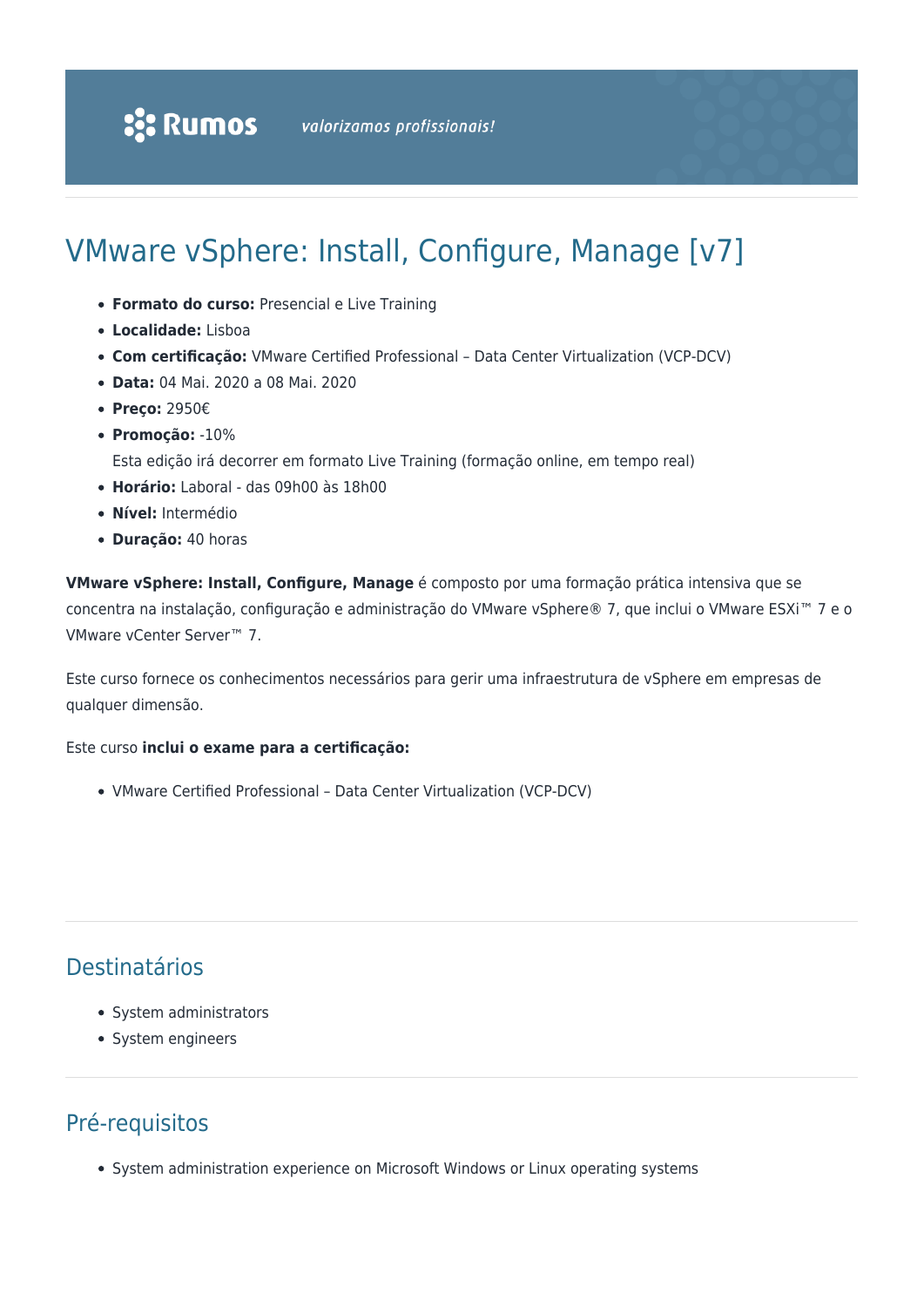# VMware vSphere: Install, Configure, Manage [v7]

- **Formato do curso:** Presencial e Live Training
- **Localidade:** Lisboa
- **Com certificação:** VMware Certified Professional – Data Center Virtualization (VCP-DCV)
- **Data:** 04 Mai. 2020 a 08 Mai. 2020
- **Preço:** 2950€
- **Promoção:** -10%
  Esta edição irá decorrer em formato Live Training (formação online, em tempo real)
- **Horário:** Laboral - das 09h00 às 18h00
- **Nível:** Intermédio
- **Duração:** 40 horas

**VMware vSphere: Install, Configure, Manage** é composto por uma formação prática intensiva que se concentra na instalação, configuração e administração do VMware vSphere® 7, que inclui o VMware ESXi™ 7 e o VMware vCenter Server™ 7.

Este curso fornece os conhecimentos necessários para gerir uma infraestrutura de vSphere em empresas de qualquer dimensão.

Este curso **inclui o exame para a certificação:**

- VMware Certified Professional – Data Center Virtualization (VCP-DCV)

## Destinatários

- System administrators
- System engineers

## Pré-requisitos

- System administration experience on Microsoft Windows or Linux operating systems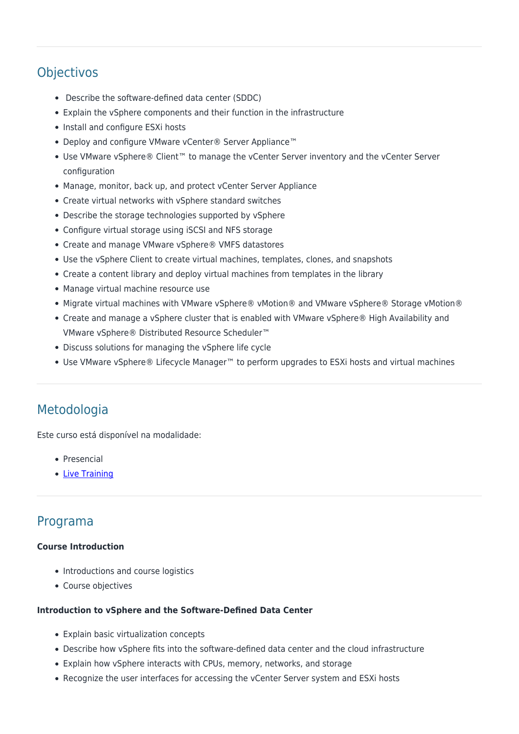## Objectivos

- Describe the software-defined data center (SDDC)
- Explain the vSphere components and their function in the infrastructure
- Install and configure ESXi hosts
- Deploy and configure VMware vCenter® Server Appliance™
- Use VMware vSphere® Client™ to manage the vCenter Server inventory and the vCenter Server configuration
- Manage, monitor, back up, and protect vCenter Server Appliance
- Create virtual networks with vSphere standard switches
- Describe the storage technologies supported by vSphere
- Configure virtual storage using iSCSI and NFS storage
- Create and manage VMware vSphere® VMFS datastores
- Use the vSphere Client to create virtual machines, templates, clones, and snapshots
- Create a content library and deploy virtual machines from templates in the library
- Manage virtual machine resource use
- Migrate virtual machines with VMware vSphere® vMotion® and VMware vSphere® Storage vMotion®
- Create and manage a vSphere cluster that is enabled with VMware vSphere® High Availability and VMware vSphere® Distributed Resource Scheduler™
- Discuss solutions for managing the vSphere life cycle
- Use VMware vSphere® Lifecycle Manager™ to perform upgrades to ESXi hosts and virtual machines

## Metodologia

Este curso está disponível na modalidade:

- Presencial
- Live Training

## Programa

**Course Introduction**

- Introductions and course logistics
- Course objectives

**Introduction to vSphere and the Software-Defined Data Center**

- Explain basic virtualization concepts
- Describe how vSphere fits into the software-defined data center and the cloud infrastructure
- Explain how vSphere interacts with CPUs, memory, networks, and storage
- Recognize the user interfaces for accessing the vCenter Server system and ESXi hosts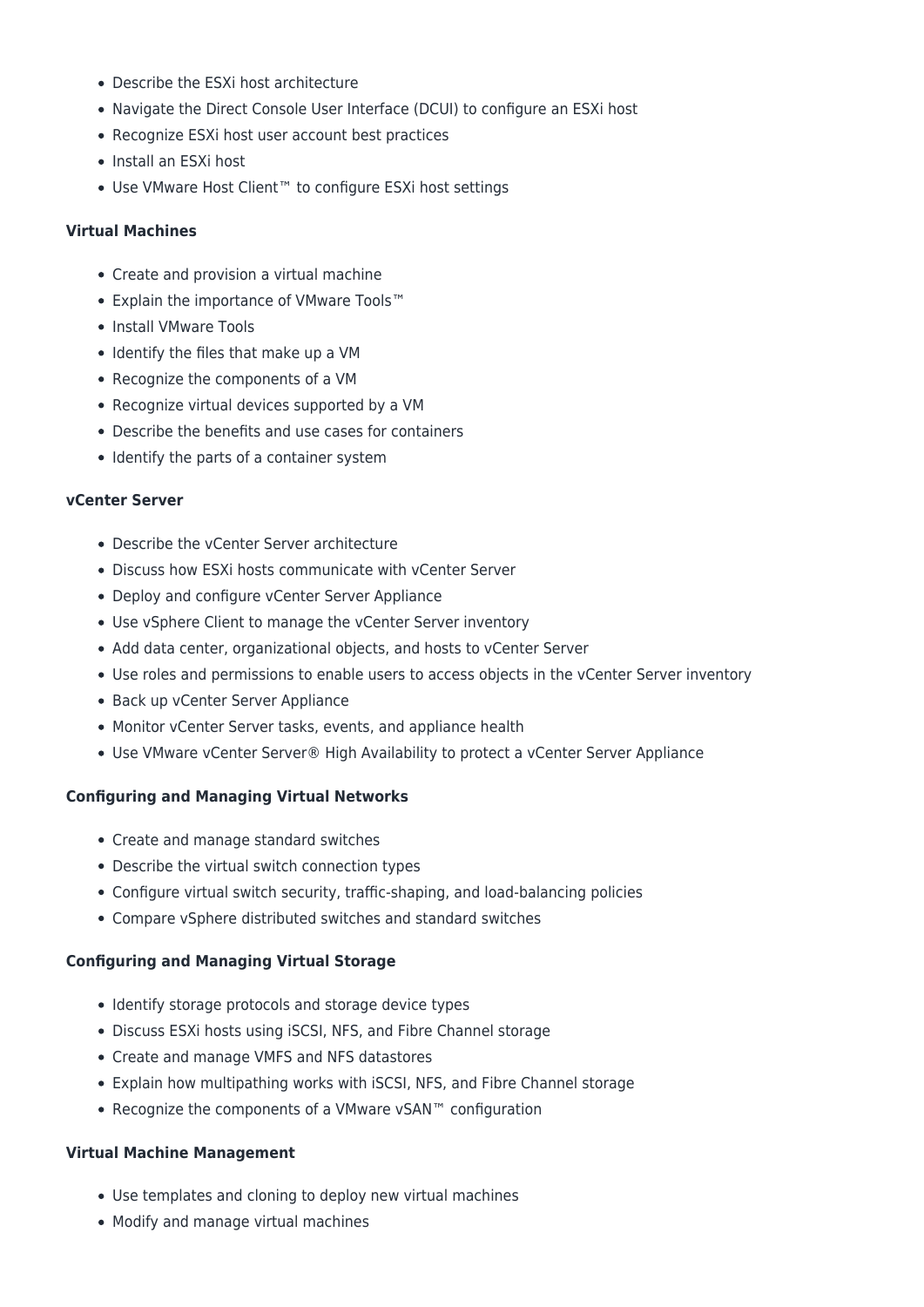- Describe the ESXi host architecture
- Navigate the Direct Console User Interface (DCUI) to configure an ESXi host
- Recognize ESXi host user account best practices
- Install an ESXi host
- Use VMware Host Client™ to configure ESXi host settings

**Virtual Machines**

- Create and provision a virtual machine
- Explain the importance of VMware Tools™
- Install VMware Tools
- Identify the files that make up a VM
- Recognize the components of a VM
- Recognize virtual devices supported by a VM
- Describe the benefits and use cases for containers
- Identify the parts of a container system

**vCenter Server**

- Describe the vCenter Server architecture
- Discuss how ESXi hosts communicate with vCenter Server
- Deploy and configure vCenter Server Appliance
- Use vSphere Client to manage the vCenter Server inventory
- Add data center, organizational objects, and hosts to vCenter Server
- Use roles and permissions to enable users to access objects in the vCenter Server inventory
- Back up vCenter Server Appliance
- Monitor vCenter Server tasks, events, and appliance health
- Use VMware vCenter Server® High Availability to protect a vCenter Server Appliance

**Configuring and Managing Virtual Networks**

- Create and manage standard switches
- Describe the virtual switch connection types
- Configure virtual switch security, traffic-shaping, and load-balancing policies
- Compare vSphere distributed switches and standard switches

**Configuring and Managing Virtual Storage**

- Identify storage protocols and storage device types
- Discuss ESXi hosts using iSCSI, NFS, and Fibre Channel storage
- Create and manage VMFS and NFS datastores
- Explain how multipathing works with iSCSI, NFS, and Fibre Channel storage
- Recognize the components of a VMware vSAN™ configuration

**Virtual Machine Management**

- Use templates and cloning to deploy new virtual machines
- Modify and manage virtual machines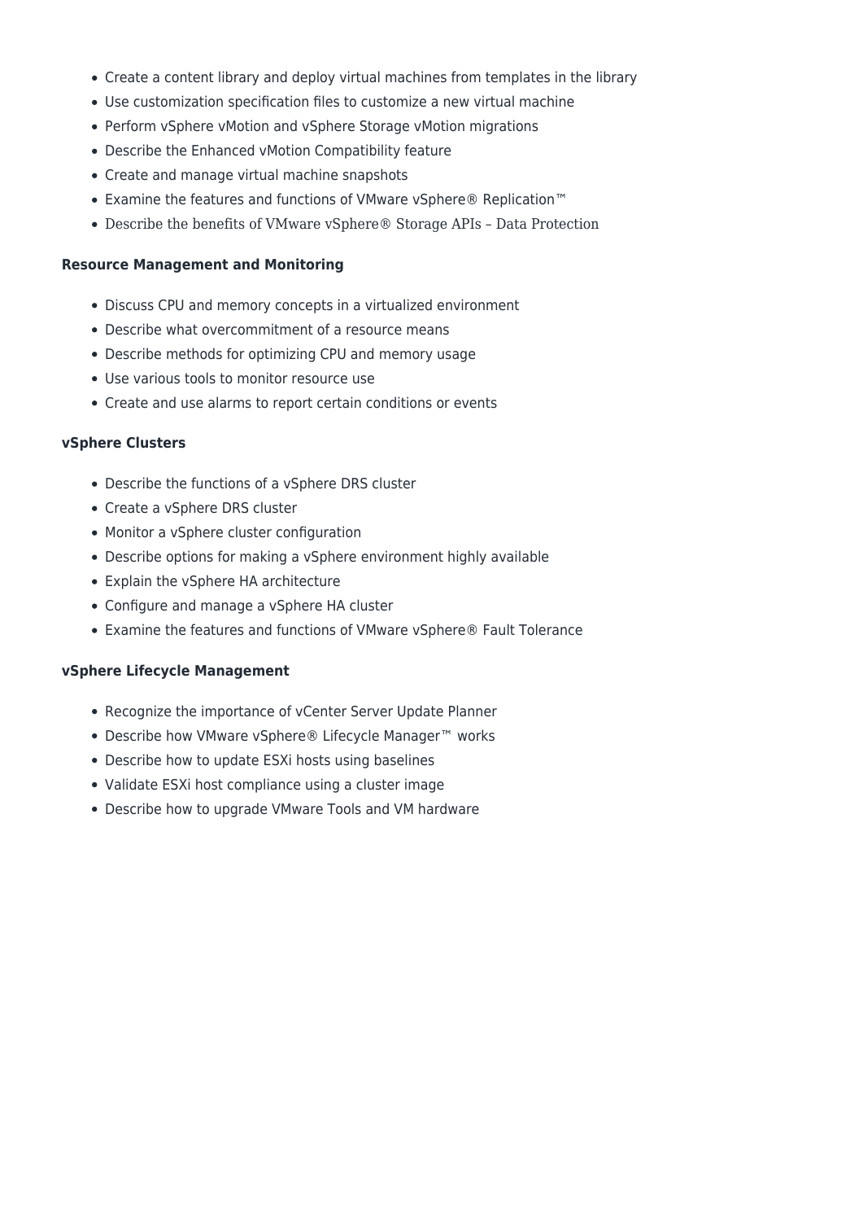- Create a content library and deploy virtual machines from templates in the library
- Use customization specification files to customize a new virtual machine
- Perform vSphere vMotion and vSphere Storage vMotion migrations
- Describe the Enhanced vMotion Compatibility feature
- Create and manage virtual machine snapshots
- Examine the features and functions of VMware vSphere® Replication™
- Describe the benefits of VMware vSphere® Storage APIs – Data Protection

**Resource Management and Monitoring**

- Discuss CPU and memory concepts in a virtualized environment
- Describe what overcommitment of a resource means
- Describe methods for optimizing CPU and memory usage
- Use various tools to monitor resource use
- Create and use alarms to report certain conditions or events

**vSphere Clusters**

- Describe the functions of a vSphere DRS cluster
- Create a vSphere DRS cluster
- Monitor a vSphere cluster configuration
- Describe options for making a vSphere environment highly available
- Explain the vSphere HA architecture
- Configure and manage a vSphere HA cluster
- Examine the features and functions of VMware vSphere® Fault Tolerance

**vSphere Lifecycle Management**

- Recognize the importance of vCenter Server Update Planner
- Describe how VMware vSphere® Lifecycle Manager™ works
- Describe how to update ESXi hosts using baselines
- Validate ESXi host compliance using a cluster image
- Describe how to upgrade VMware Tools and VM hardware